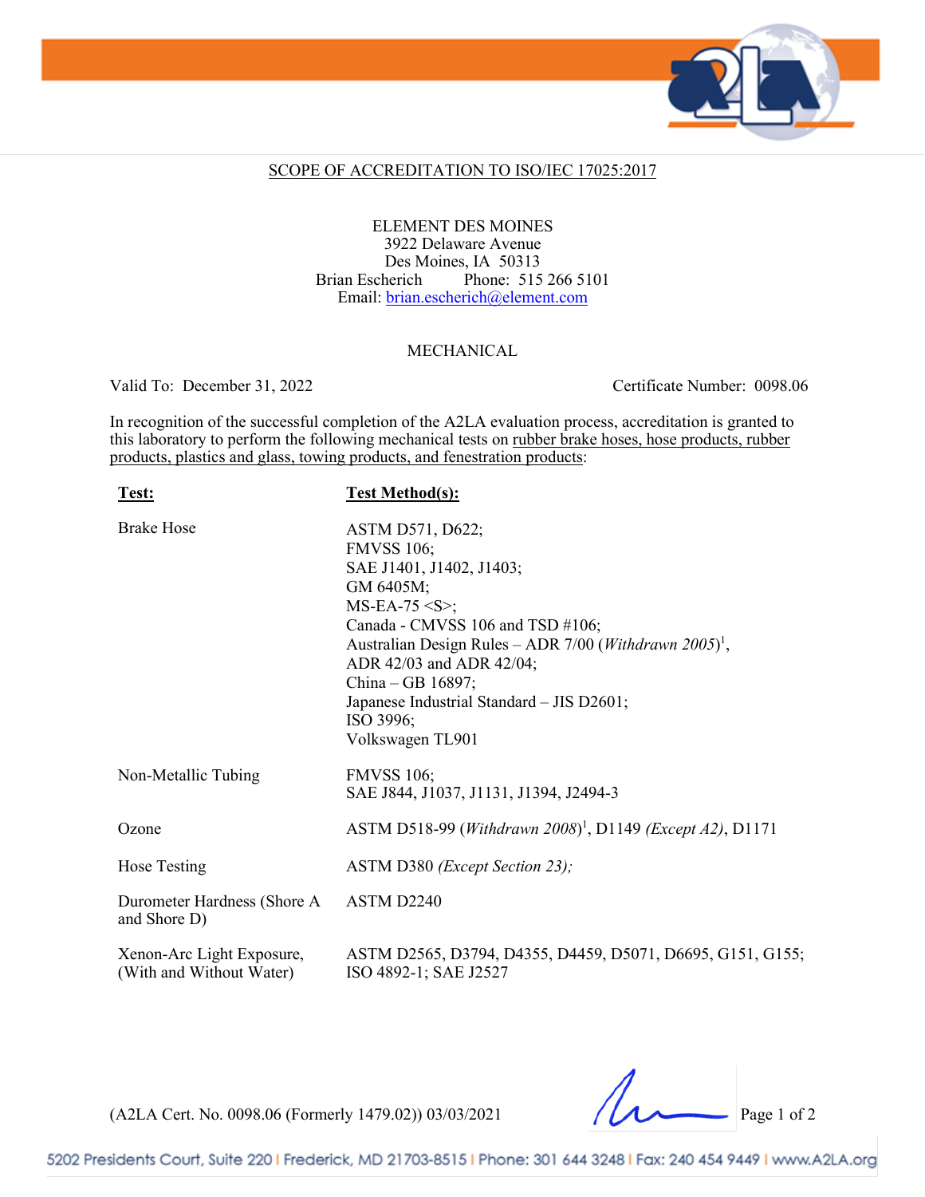## SCOPE OF ACCREDITATION TO ISO/IEC 17025:2017

ELEMENT DES MOINES
3922 Delaware Avenue
Des Moines, IA 50313
Brian Escherich Phone: 515 266 5101
Email: brian.escherich@element.com

### MECHANICAL

Valid To: December 31, 2022 Certificate Number: 0098.06

In recognition of the successful completion of the A2LA evaluation process, accreditation is granted to this laboratory to perform the following mechanical tests on rubber brake hoses, hose products, rubber products, plastics and glass, towing products, and fenestration products:

| **Test:** | **Test Method(s):** |
|---|---|
| Brake Hose | ASTM D571, D622; FMVSS 106; SAE J1401, J1402, J1403; GM 6405M; MS-EA-75 <S>; Canada - CMVSS 106 and TSD #106; Australian Design Rules – ADR 7/00 (*Withdrawn 2005*)[1], ADR 42/03 and ADR 42/04; China – GB 16897; Japanese Industrial Standard – JIS D2601; ISO 3996; Volkswagen TL901 |
| Non-Metallic Tubing | FMVSS 106; SAE J844, J1037, J1131, J1394, J2494-3 |
| Ozone | ASTM D518-99 (*Withdrawn 2008*)[1], D1149 *(Except A2)*, D1171 |
| Hose Testing | ASTM D380 *(Except Section 23);* |
| Durometer Hardness (Shore A and Shore D) | ASTM D2240 |
| Xenon-Arc Light Exposure, (With and Without Water) | ASTM D2565, D3794, D4355, D4459, D5071, D6695, G151, G155; ISO 4892-1; SAE J2527 |

(A2LA Cert. No. 0098.06 (Formerly 1479.02)) 03/03/2021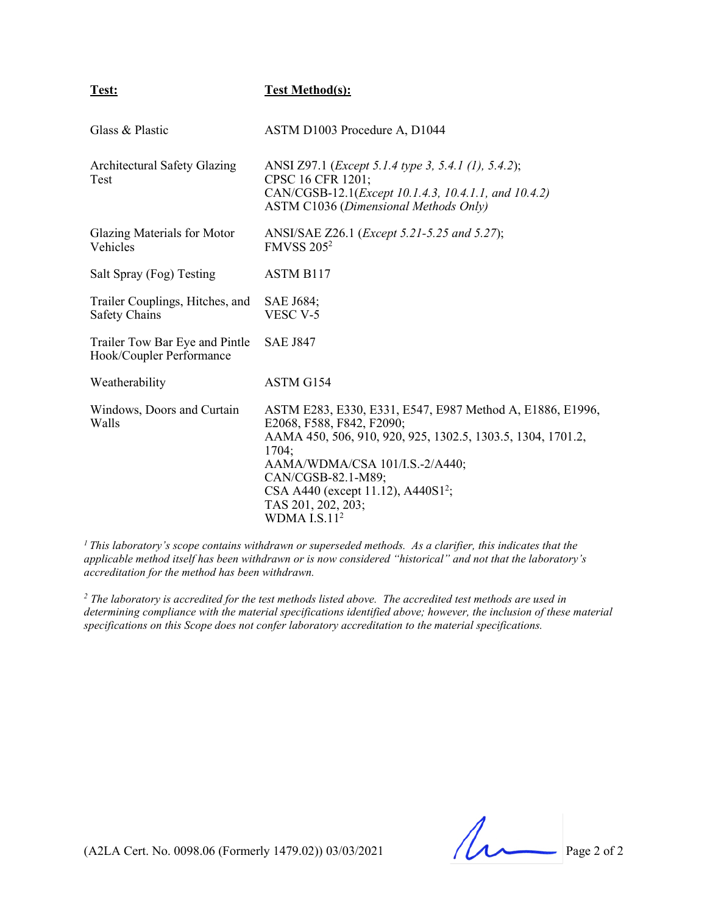| **Test:** | **Test Method(s):** |
|---|---|
| Glass & Plastic | ASTM D1003 Procedure A, D1044 |
| Architectural Safety Glazing Test | ANSI Z97.1 (*Except 5.1.4 type 3, 5.4.1 (1), 5.4.2*); CPSC 16 CFR 1201; CAN/CGSB-12.1(*Except 10.1.4.3, 10.4.1.1, and 10.4.2)* ASTM C1036 (*Dimensional Methods Only)* |
| Glazing Materials for Motor Vehicles | ANSI/SAE Z26.1 (*Except 5.21-5.25 and 5.27*); FMVSS 205[2] |
| Salt Spray (Fog) Testing | ASTM B117 |
| Trailer Couplings, Hitches, and Safety Chains | SAE J684; VESC V-5 |
| Trailer Tow Bar Eye and Pintle Hook/Coupler Performance | SAE J847 |
| Weatherability | ASTM G154 |
| Windows, Doors and Curtain Walls | ASTM E283, E330, E331, E547, E987 Method A, E1886, E1996, E2068, F588, F842, F2090; AAMA 450, 506, 910, 920, 925, 1302.5, 1303.5, 1304, 1701.2, 1704; AAMA/WDMA/CSA 101/I.S.-2/A440; CAN/CGSB-82.1-M89; CSA A440 (except 11.12), A440S1[2]; TAS 201, 202, 203; WDMA I.S.11[2] |

[1] *This laboratory's scope contains withdrawn or superseded methods. As a clarifier, this indicates that the applicable method itself has been withdrawn or is now considered "historical" and not that the laboratory's accreditation for the method has been withdrawn.*

[2] *The laboratory is accredited for the test methods listed above. The accredited test methods are used in determining compliance with the material specifications identified above; however, the inclusion of these material specifications on this Scope does not confer laboratory accreditation to the material specifications.*

(A2LA Cert. No. 0098.06 (Formerly 1479.02)) 03/03/2021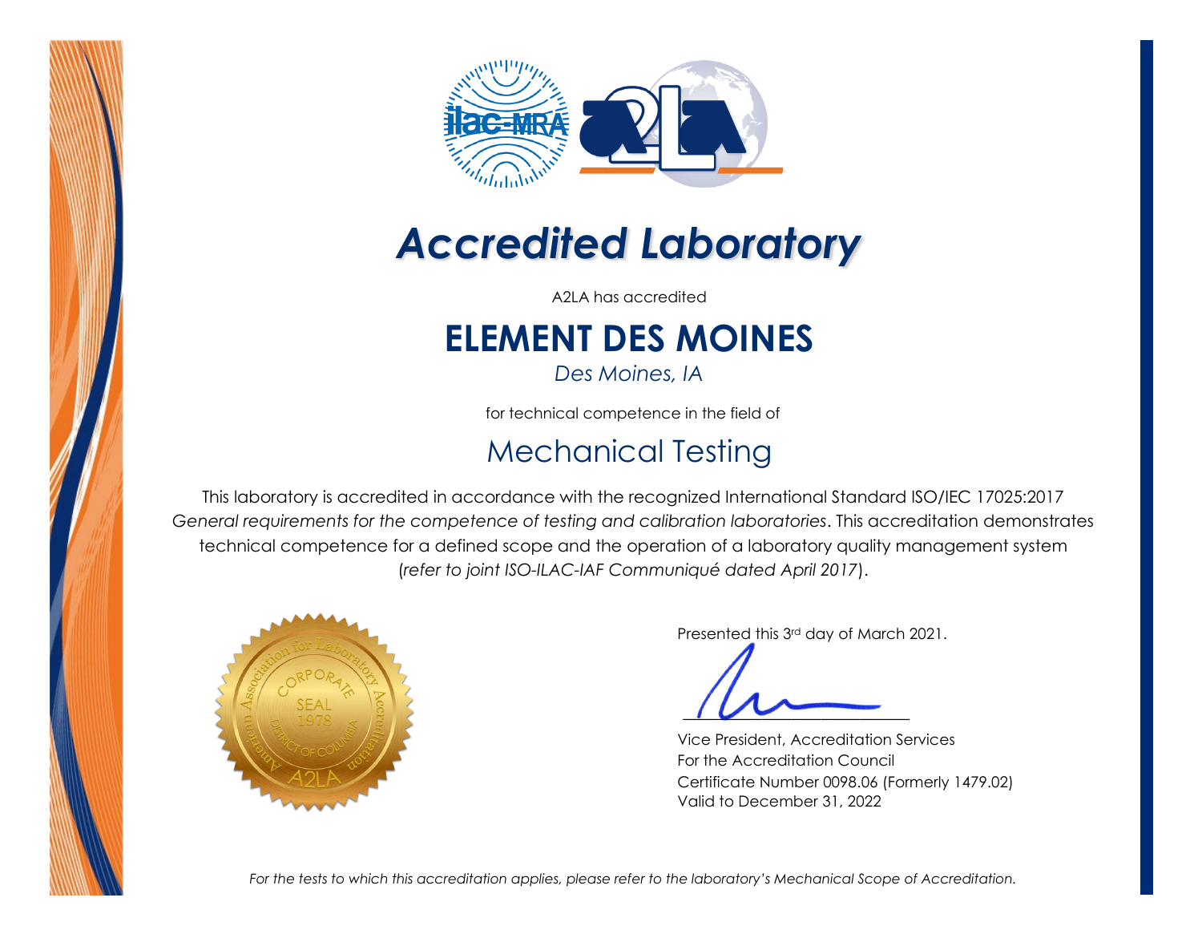# *Accredited Laboratory*

A2LA has accredited

## ELEMENT DES MOINES

*Des Moines, IA*

for technical competence in the field of

## Mechanical Testing

This laboratory is accredited in accordance with the recognized International Standard ISO/IEC 17025:2017 *General requirements for the competence of testing and calibration laboratories*. This accreditation demonstrates technical competence for a defined scope and the operation of a laboratory quality management system (*refer to joint ISO-ILAC-IAF Communiqué dated April 2017*).

Presented this 3rd day of March 2021.

Vice President, Accreditation Services
For the Accreditation Council
Certificate Number 0098.06 (Formerly 1479.02)
Valid to December 31, 2022

*For the tests to which this accreditation applies, please refer to the laboratory's Mechanical Scope of Accreditation.*